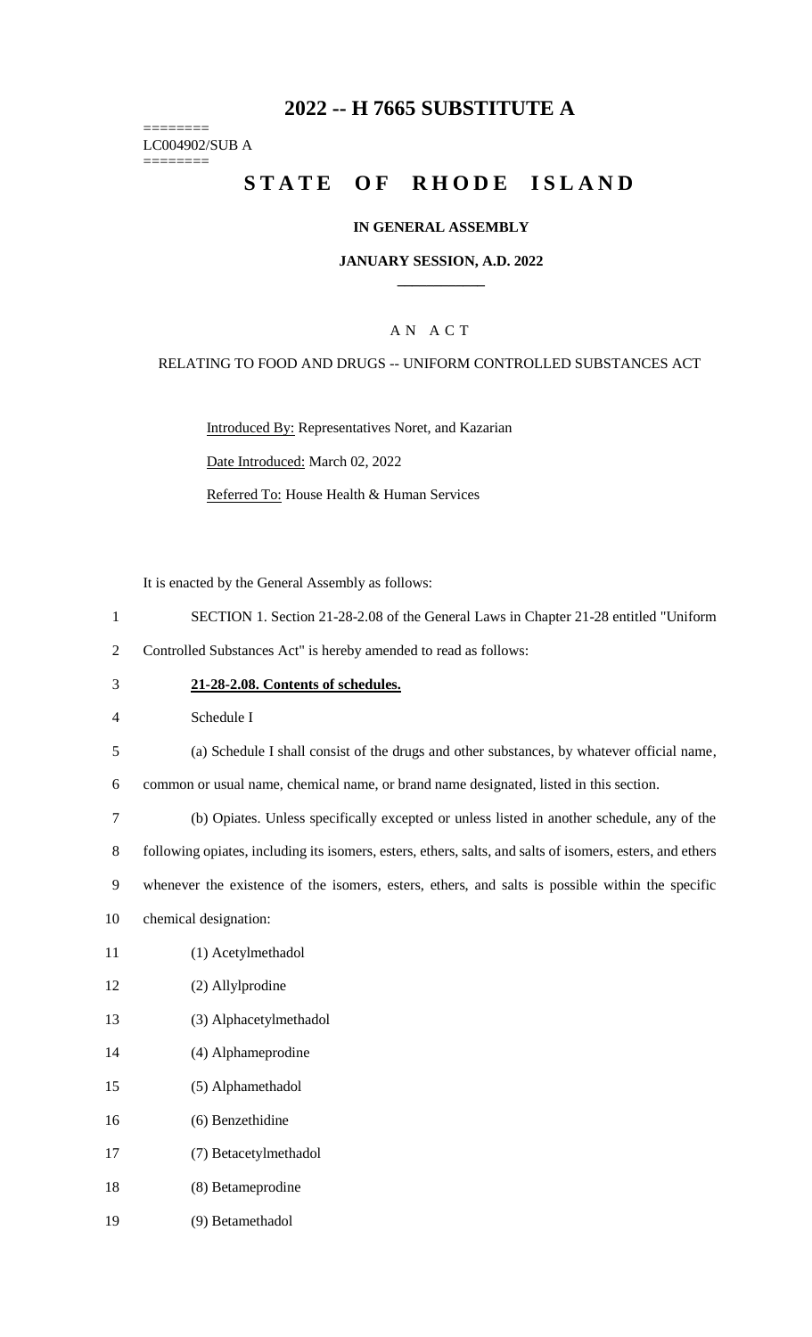# 2022 -- H 7665 SUBSTITUTE A

========
LC004902/SUB A
========

## STATE OF RHODE ISLAND

### IN GENERAL ASSEMBLY

### JANUARY SESSION, A.D. 2022

---

A N A C T

RELATING TO FOOD AND DRUGS -- UNIFORM CONTROLLED SUBSTANCES ACT

Introduced By: Representatives Noret, and Kazarian

Date Introduced: March 02, 2022

Referred To: House Health & Human Services

It is enacted by the General Assembly as follows:

1 SECTION 1. Section 21-28-2.08 of the General Laws in Chapter 21-28 entitled "Uniform
2 Controlled Substances Act" is hereby amended to read as follows:

3 **21-28-2.08. Contents of schedules.**

4 Schedule I

5 (a) Schedule I shall consist of the drugs and other substances, by whatever official name,
6 common or usual name, chemical name, or brand name designated, listed in this section.

7 (b) Opiates. Unless specifically excepted or unless listed in another schedule, any of the
8 following opiates, including its isomers, esters, ethers, salts, and salts of isomers, esters, and ethers
9 whenever the existence of the isomers, esters, ethers, and salts is possible within the specific
10 chemical designation:

11 (1) Acetylmethadol

12 (2) Allylprodine

13 (3) Alphacetylmethadol

14 (4) Alphameprodine

15 (5) Alphamethadol

16 (6) Benzethidine

17 (7) Betacetylmethadol

18 (8) Betameprodine

19 (9) Betamethadol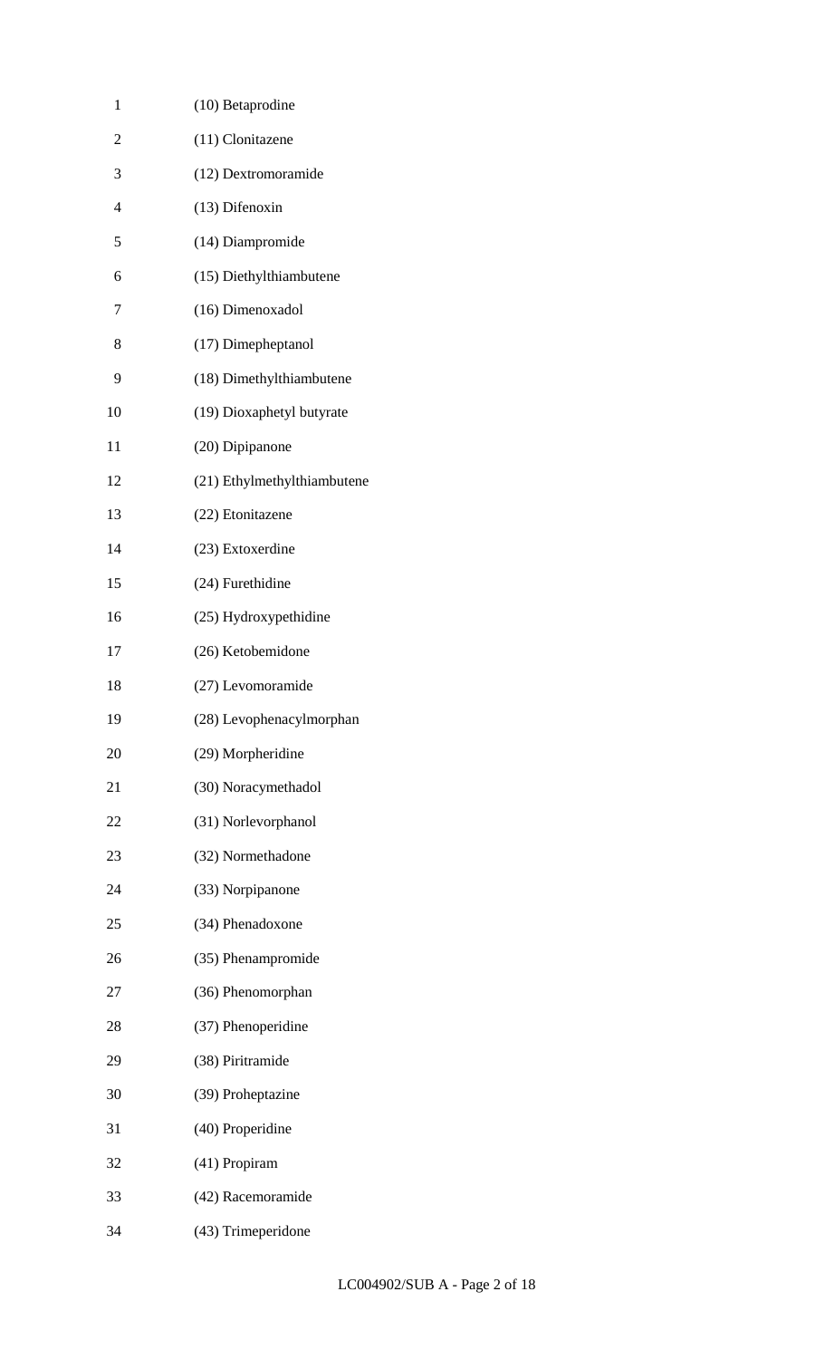(10) Betaprodine

(11) Clonitazene

(12) Dextromoramide

(13) Difenoxin

(14) Diampromide

(15) Diethylthiambutene

(16) Dimenoxadol

(17) Dimepheptanol

(18) Dimethylthiambutene

(19) Dioxaphetyl butyrate

(20) Dipipanone

(21) Ethylmethylthiambutene

(22) Etonitazene

(23) Extoxerdine

(24) Furethidine

(25) Hydroxypethidine

(26) Ketobemidone

(27) Levomoramide

(28) Levophenacylmorphan

(29) Morpheridine

(30) Noracymethadol

(31) Norlevorphanol

(32) Normethadone

(33) Norpipanone

(34) Phenadoxone

(35) Phenampromide

(36) Phenomorphan

(37) Phenoperidine

(38) Piritramide

(39) Proheptazine

(40) Properidine

(41) Propiram

(42) Racemoramide

(43) Trimeperidone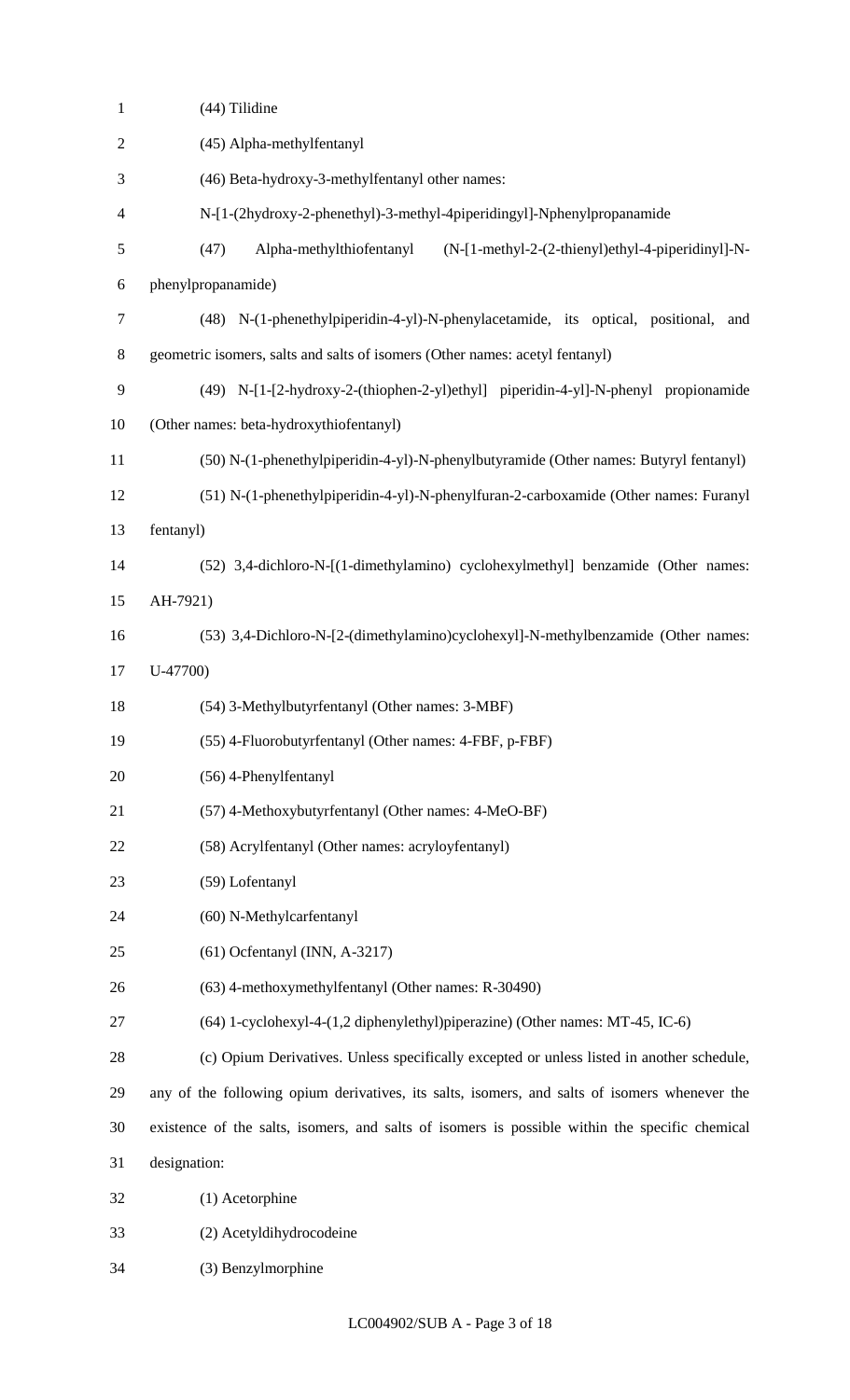(44) Tilidine

(45) Alpha-methylfentanyl

(46) Beta-hydroxy-3-methylfentanyl other names:

N-[1-(2hydroxy-2-phenethyl)-3-methyl-4piperidingyl]-Nphenylpropanamide

(47) Alpha-methylthiofentanyl (N-[1-methyl-2-(2-thienyl)ethyl-4-piperidinyl]-N-phenylpropanamide)

(48) N-(1-phenethylpiperidin-4-yl)-N-phenylacetamide, its optical, positional, and geometric isomers, salts and salts of isomers (Other names: acetyl fentanyl)

(49) N-[1-[2-hydroxy-2-(thiophen-2-yl)ethyl] piperidin-4-yl]-N-phenyl propionamide (Other names: beta-hydroxythiofentanyl)

(50) N-(1-phenethylpiperidin-4-yl)-N-phenylbutyramide (Other names: Butyryl fentanyl)

(51) N-(1-phenethylpiperidin-4-yl)-N-phenylfuran-2-carboxamide (Other names: Furanyl fentanyl)

(52) 3,4-dichloro-N-[(1-dimethylamino) cyclohexylmethyl] benzamide (Other names: AH-7921)

(53) 3,4-Dichloro-N-[2-(dimethylamino)cyclohexyl]-N-methylbenzamide (Other names: U-47700)

(54) 3-Methylbutyrfentanyl (Other names: 3-MBF)

(55) 4-Fluorobutyrfentanyl (Other names: 4-FBF, p-FBF)

(56) 4-Phenylfentanyl

(57) 4-Methoxybutyrfentanyl (Other names: 4-MeO-BF)

(58) Acrylfentanyl (Other names: acryloyfentanyl)

(59) Lofentanyl

(60) N-Methylcarfentanyl

(61) Ocfentanyl (INN, A-3217)

(63) 4-methoxymethylfentanyl (Other names: R-30490)

(64) 1-cyclohexyl-4-(1,2 diphenylethyl)piperazine) (Other names: MT-45, IC-6)

(c) Opium Derivatives. Unless specifically excepted or unless listed in another schedule, any of the following opium derivatives, its salts, isomers, and salts of isomers whenever the existence of the salts, isomers, and salts of isomers is possible within the specific chemical designation:

(1) Acetorphine

(2) Acetyldihydrocodeine

(3) Benzylmorphine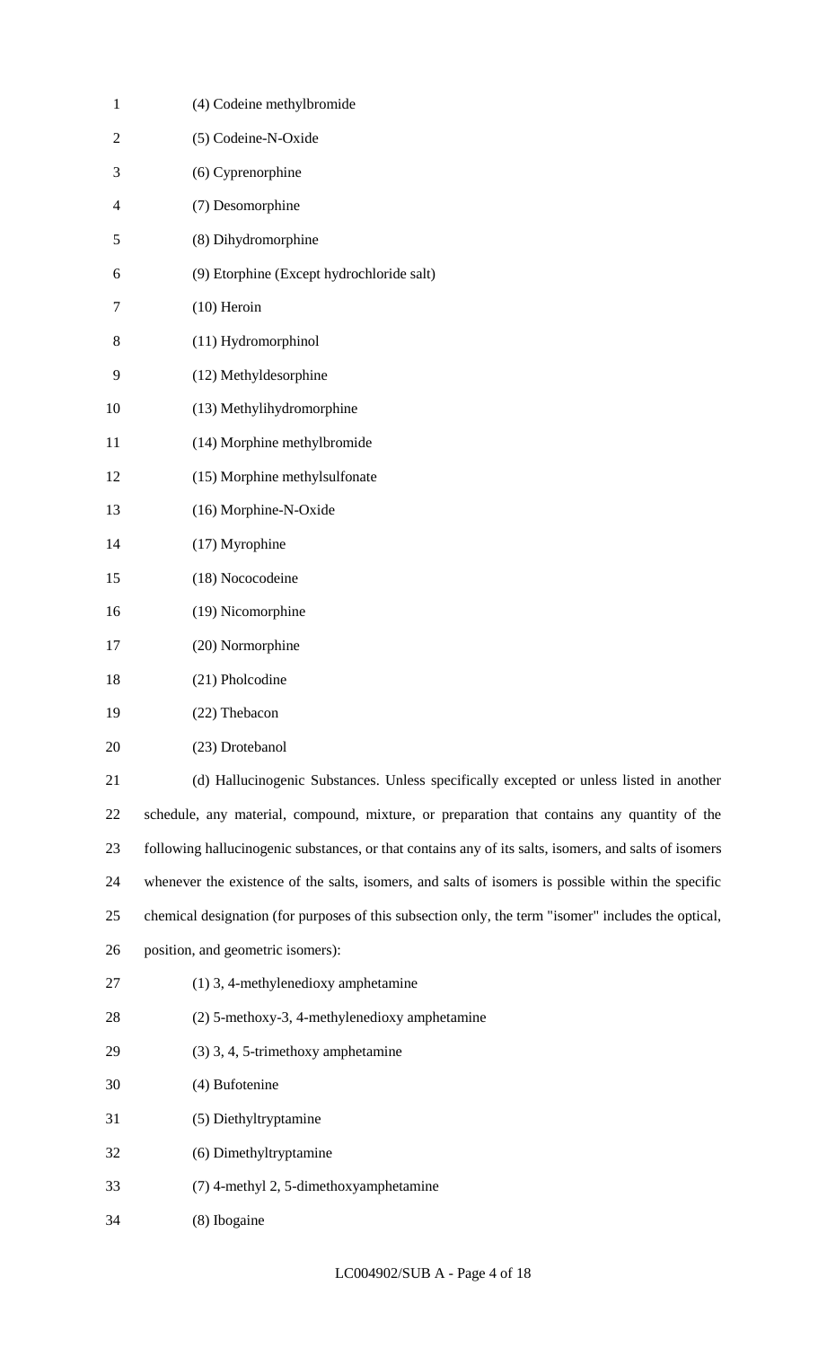(4) Codeine methylbromide

(5) Codeine-N-Oxide

(6) Cyprenorphine

(7) Desomorphine

(8) Dihydromorphine

(9) Etorphine (Except hydrochloride salt)

(10) Heroin

(11) Hydromorphinol

(12) Methyldesorphine

(13) Methylihydromorphine

(14) Morphine methylbromide

(15) Morphine methylsulfonate

(16) Morphine-N-Oxide

(17) Myrophine

(18) Nococodeine

(19) Nicomorphine

(20) Normorphine

(21) Pholcodine

(22) Thebacon

(23) Drotebanol

(d) Hallucinogenic Substances. Unless specifically excepted or unless listed in another schedule, any material, compound, mixture, or preparation that contains any quantity of the following hallucinogenic substances, or that contains any of its salts, isomers, and salts of isomers whenever the existence of the salts, isomers, and salts of isomers is possible within the specific chemical designation (for purposes of this subsection only, the term "isomer" includes the optical, position, and geometric isomers):

(1) 3, 4-methylenedioxy amphetamine

(2) 5-methoxy-3, 4-methylenedioxy amphetamine

(3) 3, 4, 5-trimethoxy amphetamine

(4) Bufotenine

(5) Diethyltryptamine

(6) Dimethyltryptamine

(7) 4-methyl 2, 5-dimethoxyamphetamine

(8) Ibogaine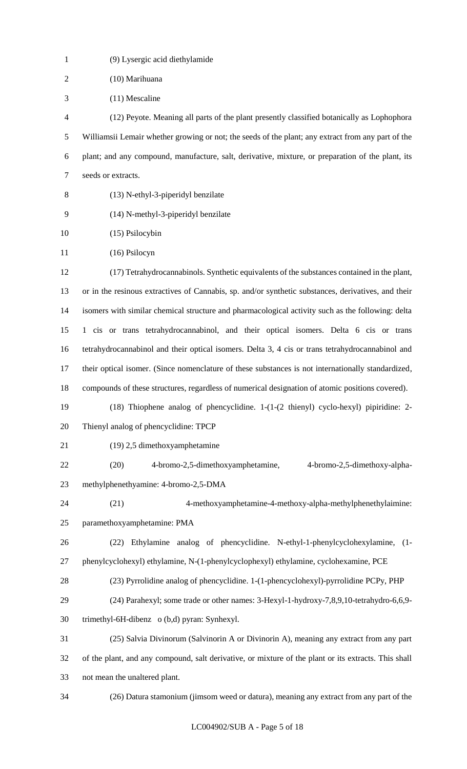(9) Lysergic acid diethylamide

(10) Marihuana

(11) Mescaline

(12) Peyote. Meaning all parts of the plant presently classified botanically as Lophophora Williamsii Lemair whether growing or not; the seeds of the plant; any extract from any part of the plant; and any compound, manufacture, salt, derivative, mixture, or preparation of the plant, its seeds or extracts.

(13) N-ethyl-3-piperidyl benzilate

(14) N-methyl-3-piperidyl benzilate

(15) Psilocybin

(16) Psilocyn

(17) Tetrahydrocannabinols. Synthetic equivalents of the substances contained in the plant, or in the resinous extractives of Cannabis, sp. and/or synthetic substances, derivatives, and their isomers with similar chemical structure and pharmacological activity such as the following: delta 1 cis or trans tetrahydrocannabinol, and their optical isomers. Delta 6 cis or trans tetrahydrocannabinol and their optical isomers. Delta 3, 4 cis or trans tetrahydrocannabinol and their optical isomer. (Since nomenclature of these substances is not internationally standardized, compounds of these structures, regardless of numerical designation of atomic positions covered).

(18) Thiophene analog of phencyclidine. 1-(1-(2 thienyl) cyclo-hexyl) pipiridine: 2-Thienyl analog of phencyclidine: TPCP

(19) 2,5 dimethoxyamphetamine

(20) 4-bromo-2,5-dimethoxyamphetamine, 4-bromo-2,5-dimethoxy-alpha-methylphenethyamine: 4-bromo-2,5-DMA

(21) 4-methoxyamphetamine-4-methoxy-alpha-methylphenethylaimine: paramethoxyamphetamine: PMA

(22) Ethylamine analog of phencyclidine. N-ethyl-1-phenylcyclohexylamine, (1-phenylcyclohexyl) ethylamine, N-(1-phenylcyclophexyl) ethylamine, cyclohexamine, PCE

(23) Pyrrolidine analog of phencyclidine. 1-(1-phencyclohexyl)-pyrrolidine PCPy, PHP

(24) Parahexyl; some trade or other names: 3-Hexyl-1-hydroxy-7,8,9,10-tetrahydro-6,6,9-trimethyl-6H-dibenz o (b,d) pyran: Synhexyl.

(25) Salvia Divinorum (Salvinorin A or Divinorin A), meaning any extract from any part of the plant, and any compound, salt derivative, or mixture of the plant or its extracts. This shall not mean the unaltered plant.

(26) Datura stamonium (jimsom weed or datura), meaning any extract from any part of the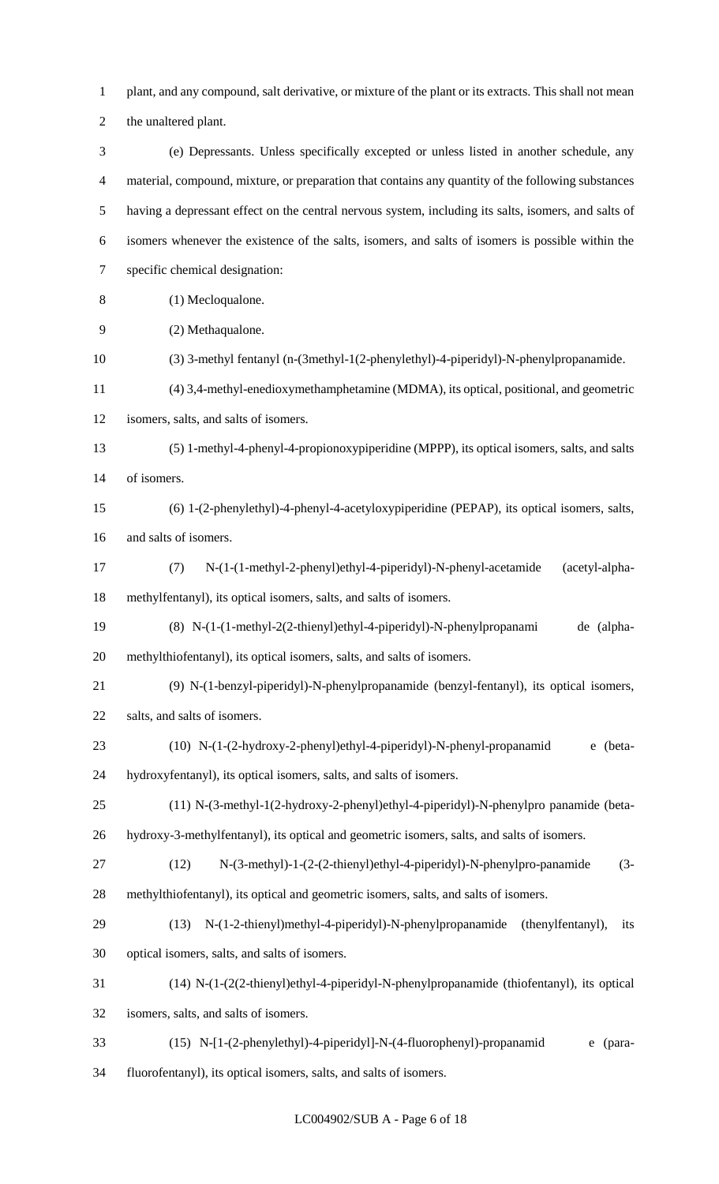plant, and any compound, salt derivative, or mixture of the plant or its extracts. This shall not mean the unaltered plant.

(e) Depressants. Unless specifically excepted or unless listed in another schedule, any material, compound, mixture, or preparation that contains any quantity of the following substances having a depressant effect on the central nervous system, including its salts, isomers, and salts of isomers whenever the existence of the salts, isomers, and salts of isomers is possible within the specific chemical designation:

(1) Mecloqualone.

(2) Methaqualone.

(3) 3-methyl fentanyl (n-(3methyl-1(2-phenylethyl)-4-piperidyl)-N-phenylpropanamide.

(4) 3,4-methyl-enedioxymethamphetamine (MDMA), its optical, positional, and geometric isomers, salts, and salts of isomers.

(5) 1-methyl-4-phenyl-4-propionoxypiperidine (MPPP), its optical isomers, salts, and salts of isomers.

(6) 1-(2-phenylethyl)-4-phenyl-4-acetyloxypiperidine (PEPAP), its optical isomers, salts, and salts of isomers.

(7) N-(1-(1-methyl-2-phenyl)ethyl-4-piperidyl)-N-phenyl-acetamide (acetyl-alpha-methylfentanyl), its optical isomers, salts, and salts of isomers.

(8) N-(1-(1-methyl-2(2-thienyl)ethyl-4-piperidyl)-N-phenylpropanami de (alpha-methylthiofentanyl), its optical isomers, salts, and salts of isomers.

(9) N-(1-benzyl-piperidyl)-N-phenylpropanamide (benzyl-fentanyl), its optical isomers, salts, and salts of isomers.

(10) N-(1-(2-hydroxy-2-phenyl)ethyl-4-piperidyl)-N-phenyl-propanamid e (beta-hydroxyfentanyl), its optical isomers, salts, and salts of isomers.

(11) N-(3-methyl-1(2-hydroxy-2-phenyl)ethyl-4-piperidyl)-N-phenylpro panamide (beta-hydroxy-3-methylfentanyl), its optical and geometric isomers, salts, and salts of isomers.

(12) N-(3-methyl)-1-(2-(2-thienyl)ethyl-4-piperidyl)-N-phenylpro-panamide (3-methylthiofentanyl), its optical and geometric isomers, salts, and salts of isomers.

(13) N-(1-2-thienyl)methyl-4-piperidyl)-N-phenylpropanamide (thenylfentanyl), its optical isomers, salts, and salts of isomers.

(14) N-(1-(2(2-thienyl)ethyl-4-piperidyl-N-phenylpropanamide (thiofentanyl), its optical isomers, salts, and salts of isomers.

(15) N-[1-(2-phenylethyl)-4-piperidyl]-N-(4-fluorophenyl)-propanamid e (para-fluorofentanyl), its optical isomers, salts, and salts of isomers.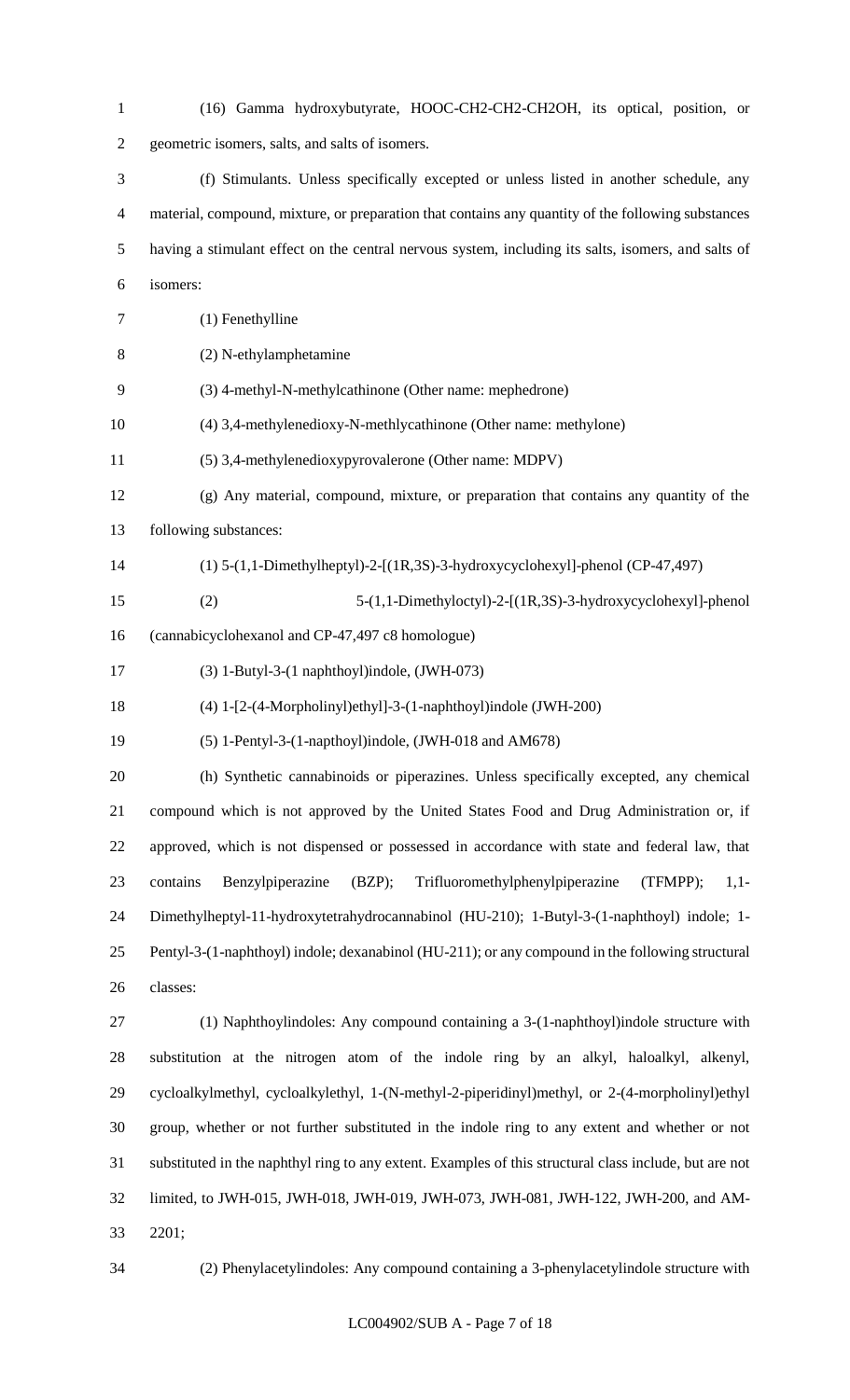(16) Gamma hydroxybutyrate, HOOC-CH2-CH2-CH2OH, its optical, position, or geometric isomers, salts, and salts of isomers.

(f) Stimulants. Unless specifically excepted or unless listed in another schedule, any material, compound, mixture, or preparation that contains any quantity of the following substances having a stimulant effect on the central nervous system, including its salts, isomers, and salts of isomers:

(1) Fenethylline

(2) N-ethylamphetamine

(3) 4-methyl-N-methylcathinone (Other name: mephedrone)

(4) 3,4-methylenedioxy-N-methlycathinone (Other name: methylone)

(5) 3,4-methylenedioxypyrovalerone (Other name: MDPV)

(g) Any material, compound, mixture, or preparation that contains any quantity of the following substances:

(1) 5-(1,1-Dimethylheptyl)-2-[(1R,3S)-3-hydroxycyclohexyl]-phenol (CP-47,497)

(2) 5-(1,1-Dimethyloctyl)-2-[(1R,3S)-3-hydroxycyclohexyl]-phenol (cannabicyclohexanol and CP-47,497 c8 homologue)

(3) 1-Butyl-3-(1 naphthoyl)indole, (JWH-073)

(4) 1-[2-(4-Morpholinyl)ethyl]-3-(1-naphthoyl)indole (JWH-200)

(5) 1-Pentyl-3-(1-napthoyl)indole, (JWH-018 and AM678)

(h) Synthetic cannabinoids or piperazines. Unless specifically excepted, any chemical compound which is not approved by the United States Food and Drug Administration or, if approved, which is not dispensed or possessed in accordance with state and federal law, that contains Benzylpiperazine (BZP); Trifluoromethylphenylpiperazine (TFMPP); 1,1-Dimethylheptyl-11-hydroxytetrahydrocannabinol (HU-210); 1-Butyl-3-(1-naphthoyl) indole; 1-Pentyl-3-(1-naphthoyl) indole; dexanabinol (HU-211); or any compound in the following structural classes:

(1) Naphthoylindoles: Any compound containing a 3-(1-naphthoyl)indole structure with substitution at the nitrogen atom of the indole ring by an alkyl, haloalkyl, alkenyl, cycloalkylmethyl, cycloalkylethyl, 1-(N-methyl-2-piperidinyl)methyl, or 2-(4-morpholinyl)ethyl group, whether or not further substituted in the indole ring to any extent and whether or not substituted in the naphthyl ring to any extent. Examples of this structural class include, but are not limited to, JWH-015, JWH-018, JWH-019, JWH-073, JWH-081, JWH-122, JWH-200, and AM-2201;

(2) Phenylacetylindoles: Any compound containing a 3-phenylacetylindole structure with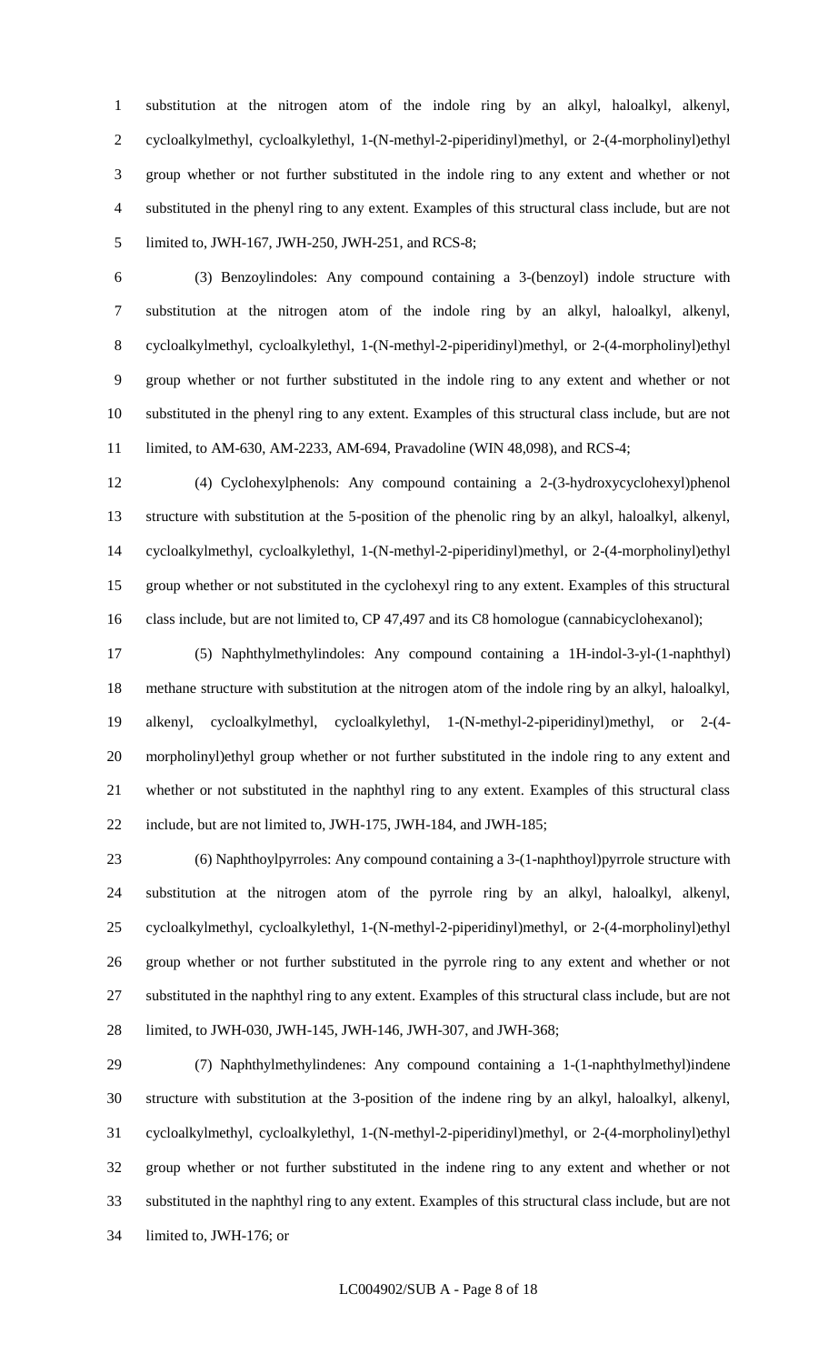substitution at the nitrogen atom of the indole ring by an alkyl, haloalkyl, alkenyl, cycloalkylmethyl, cycloalkylethyl, 1-(N-methyl-2-piperidinyl)methyl, or 2-(4-morpholinyl)ethyl group whether or not further substituted in the indole ring to any extent and whether or not substituted in the phenyl ring to any extent. Examples of this structural class include, but are not limited to, JWH-167, JWH-250, JWH-251, and RCS-8;

(3) Benzoylindoles: Any compound containing a 3-(benzoyl) indole structure with substitution at the nitrogen atom of the indole ring by an alkyl, haloalkyl, alkenyl, cycloalkylmethyl, cycloalkylethyl, 1-(N-methyl-2-piperidinyl)methyl, or 2-(4-morpholinyl)ethyl group whether or not further substituted in the indole ring to any extent and whether or not substituted in the phenyl ring to any extent. Examples of this structural class include, but are not limited, to AM-630, AM-2233, AM-694, Pravadoline (WIN 48,098), and RCS-4;

(4) Cyclohexylphenols: Any compound containing a 2-(3-hydroxycyclohexyl)phenol structure with substitution at the 5-position of the phenolic ring by an alkyl, haloalkyl, alkenyl, cycloalkylmethyl, cycloalkylethyl, 1-(N-methyl-2-piperidinyl)methyl, or 2-(4-morpholinyl)ethyl group whether or not substituted in the cyclohexyl ring to any extent. Examples of this structural class include, but are not limited to, CP 47,497 and its C8 homologue (cannabicyclohexanol);

(5) Naphthylmethylindoles: Any compound containing a 1H-indol-3-yl-(1-naphthyl) methane structure with substitution at the nitrogen atom of the indole ring by an alkyl, haloalkyl, alkenyl, cycloalkylmethyl, cycloalkylethyl, 1-(N-methyl-2-piperidinyl)methyl, or 2-(4-morpholinyl)ethyl group whether or not further substituted in the indole ring to any extent and whether or not substituted in the naphthyl ring to any extent. Examples of this structural class include, but are not limited to, JWH-175, JWH-184, and JWH-185;

(6) Naphthoylpyrroles: Any compound containing a 3-(1-naphthoyl)pyrrole structure with substitution at the nitrogen atom of the pyrrole ring by an alkyl, haloalkyl, alkenyl, cycloalkylmethyl, cycloalkylethyl, 1-(N-methyl-2-piperidinyl)methyl, or 2-(4-morpholinyl)ethyl group whether or not further substituted in the pyrrole ring to any extent and whether or not substituted in the naphthyl ring to any extent. Examples of this structural class include, but are not limited, to JWH-030, JWH-145, JWH-146, JWH-307, and JWH-368;

(7) Naphthylmethylindenes: Any compound containing a 1-(1-naphthylmethyl)indene structure with substitution at the 3-position of the indene ring by an alkyl, haloalkyl, alkenyl, cycloalkylmethyl, cycloalkylethyl, 1-(N-methyl-2-piperidinyl)methyl, or 2-(4-morpholinyl)ethyl group whether or not further substituted in the indene ring to any extent and whether or not substituted in the naphthyl ring to any extent. Examples of this structural class include, but are not limited to, JWH-176; or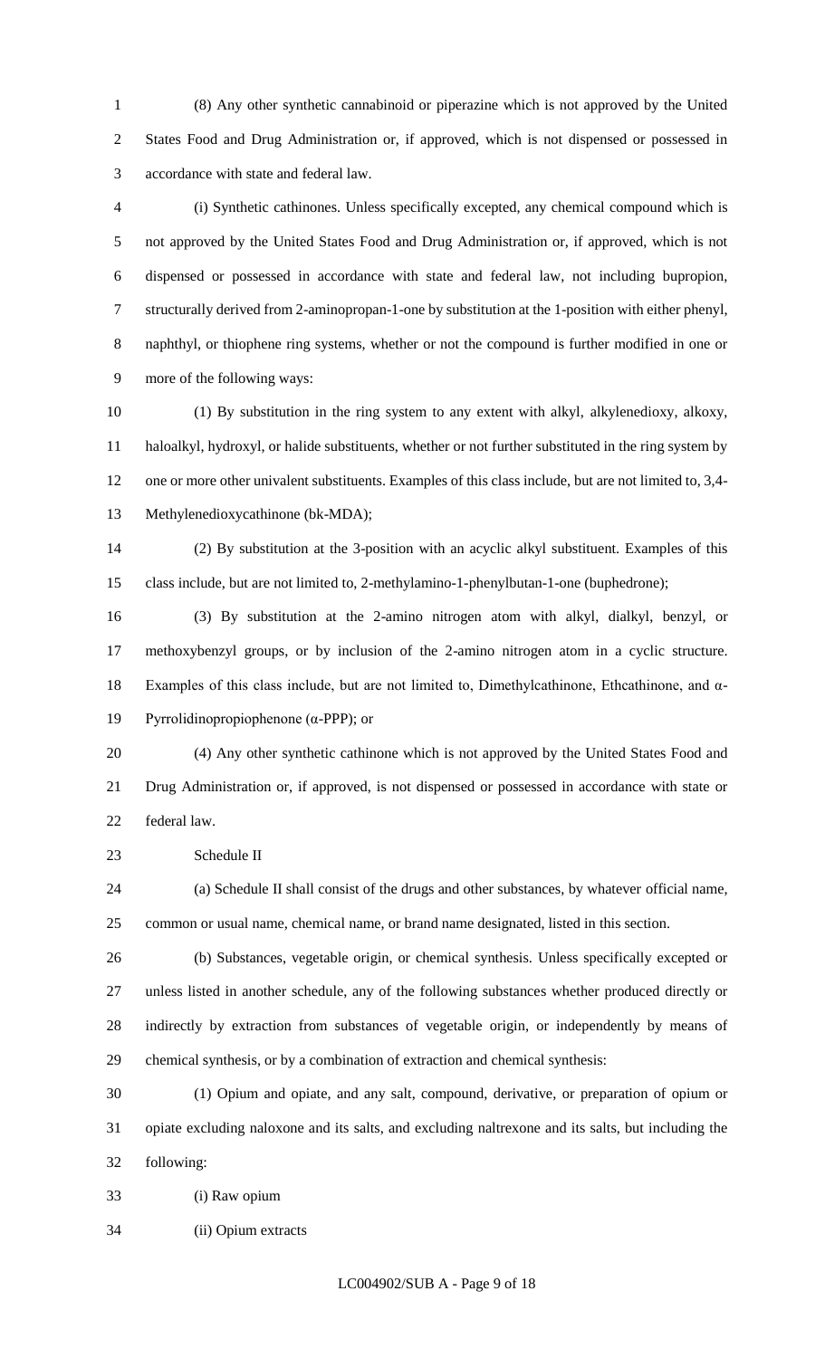(8) Any other synthetic cannabinoid or piperazine which is not approved by the United States Food and Drug Administration or, if approved, which is not dispensed or possessed in accordance with state and federal law.

(i) Synthetic cathinones. Unless specifically excepted, any chemical compound which is not approved by the United States Food and Drug Administration or, if approved, which is not dispensed or possessed in accordance with state and federal law, not including bupropion, structurally derived from 2-aminopropan-1-one by substitution at the 1-position with either phenyl, naphthyl, or thiophene ring systems, whether or not the compound is further modified in one or more of the following ways:

(1) By substitution in the ring system to any extent with alkyl, alkylenedioxy, alkoxy, haloalkyl, hydroxyl, or halide substituents, whether or not further substituted in the ring system by one or more other univalent substituents. Examples of this class include, but are not limited to, 3,4-Methylenedioxycathinone (bk-MDA);

(2) By substitution at the 3-position with an acyclic alkyl substituent. Examples of this class include, but are not limited to, 2-methylamino-1-phenylbutan-1-one (buphedrone);

(3) By substitution at the 2-amino nitrogen atom with alkyl, dialkyl, benzyl, or methoxybenzyl groups, or by inclusion of the 2-amino nitrogen atom in a cyclic structure. Examples of this class include, but are not limited to, Dimethylcathinone, Ethcathinone, and α-Pyrrolidinopropiophenone (α-PPP); or

(4) Any other synthetic cathinone which is not approved by the United States Food and Drug Administration or, if approved, is not dispensed or possessed in accordance with state or federal law.

Schedule II

(a) Schedule II shall consist of the drugs and other substances, by whatever official name, common or usual name, chemical name, or brand name designated, listed in this section.

(b) Substances, vegetable origin, or chemical synthesis. Unless specifically excepted or unless listed in another schedule, any of the following substances whether produced directly or indirectly by extraction from substances of vegetable origin, or independently by means of chemical synthesis, or by a combination of extraction and chemical synthesis:

(1) Opium and opiate, and any salt, compound, derivative, or preparation of opium or opiate excluding naloxone and its salts, and excluding naltrexone and its salts, but including the following:

(i) Raw opium

(ii) Opium extracts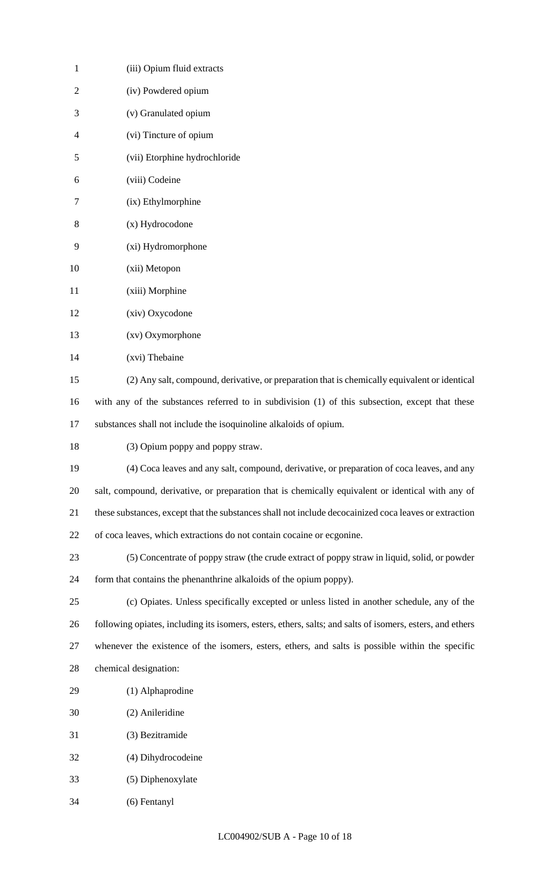(iii) Opium fluid extracts

(iv) Powdered opium

(v) Granulated opium

(vi) Tincture of opium

(vii) Etorphine hydrochloride

(viii) Codeine

(ix) Ethylmorphine

(x) Hydrocodone

(xi) Hydromorphone

(xii) Metopon

(xiii) Morphine

(xiv) Oxycodone

(xv) Oxymorphone

(xvi) Thebaine

(2) Any salt, compound, derivative, or preparation that is chemically equivalent or identical with any of the substances referred to in subdivision (1) of this subsection, except that these substances shall not include the isoquinoline alkaloids of opium.

(3) Opium poppy and poppy straw.

(4) Coca leaves and any salt, compound, derivative, or preparation of coca leaves, and any salt, compound, derivative, or preparation that is chemically equivalent or identical with any of these substances, except that the substances shall not include decocainized coca leaves or extraction of coca leaves, which extractions do not contain cocaine or ecgonine.

(5) Concentrate of poppy straw (the crude extract of poppy straw in liquid, solid, or powder form that contains the phenanthrine alkaloids of the opium poppy).

(c) Opiates. Unless specifically excepted or unless listed in another schedule, any of the following opiates, including its isomers, esters, ethers, salts; and salts of isomers, esters, and ethers whenever the existence of the isomers, esters, ethers, and salts is possible within the specific chemical designation:

(1) Alphaprodine

(2) Anileridine

(3) Bezitramide

(4) Dihydrocodeine

(5) Diphenoxylate

(6) Fentanyl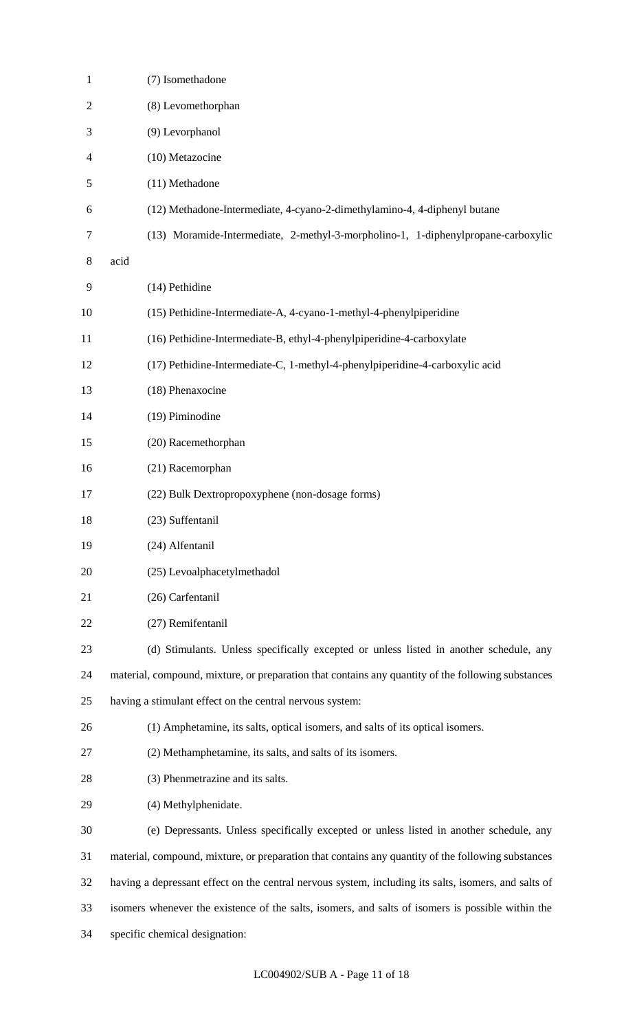(7) Isomethadone

(8) Levomethorphan

(9) Levorphanol

(10) Metazocine

(11) Methadone

(12) Methadone-Intermediate, 4-cyano-2-dimethylamino-4, 4-diphenyl butane

(13) Moramide-Intermediate, 2-methyl-3-morpholino-1, 1-diphenylpropane-carboxylic acid

(14) Pethidine

(15) Pethidine-Intermediate-A, 4-cyano-1-methyl-4-phenylpiperidine

(16) Pethidine-Intermediate-B, ethyl-4-phenylpiperidine-4-carboxylate

(17) Pethidine-Intermediate-C, 1-methyl-4-phenylpiperidine-4-carboxylic acid

(18) Phenaxocine

(19) Piminodine

(20) Racemethorphan

(21) Racemorphan

(22) Bulk Dextropropoxyphene (non-dosage forms)

(23) Suffentanil

(24) Alfentanil

(25) Levoalphacetylmethadol

(26) Carfentanil

(27) Remifentanil

(d) Stimulants. Unless specifically excepted or unless listed in another schedule, any material, compound, mixture, or preparation that contains any quantity of the following substances having a stimulant effect on the central nervous system:

(1) Amphetamine, its salts, optical isomers, and salts of its optical isomers.

(2) Methamphetamine, its salts, and salts of its isomers.

(3) Phenmetrazine and its salts.

(4) Methylphenidate.

(e) Depressants. Unless specifically excepted or unless listed in another schedule, any material, compound, mixture, or preparation that contains any quantity of the following substances having a depressant effect on the central nervous system, including its salts, isomers, and salts of isomers whenever the existence of the salts, isomers, and salts of isomers is possible within the specific chemical designation: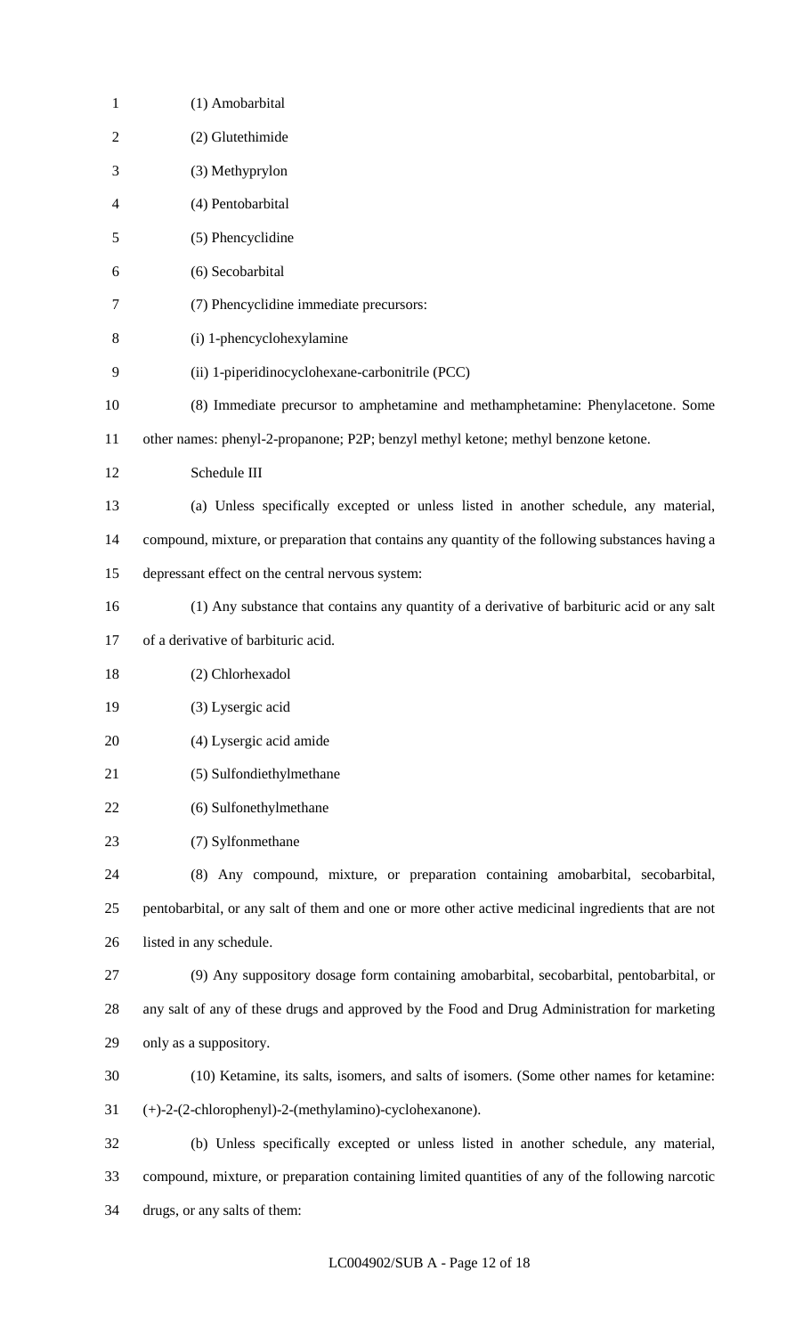(1) Amobarbital

(2) Glutethimide

(3) Methyprylon

(4) Pentobarbital

(5) Phencyclidine

(6) Secobarbital

(7) Phencyclidine immediate precursors:

(i) 1-phencyclohexylamine

(ii) 1-piperidinocyclohexane-carbonitrile (PCC)

(8) Immediate precursor to amphetamine and methamphetamine: Phenylacetone. Some other names: phenyl-2-propanone; P2P; benzyl methyl ketone; methyl benzone ketone.

Schedule III

(a) Unless specifically excepted or unless listed in another schedule, any material, compound, mixture, or preparation that contains any quantity of the following substances having a depressant effect on the central nervous system:

(1) Any substance that contains any quantity of a derivative of barbituric acid or any salt of a derivative of barbituric acid.

(2) Chlorhexadol

(3) Lysergic acid

(4) Lysergic acid amide

(5) Sulfondiethylmethane

(6) Sulfonethylmethane

(7) Sylfonmethane

(8) Any compound, mixture, or preparation containing amobarbital, secobarbital, pentobarbital, or any salt of them and one or more other active medicinal ingredients that are not listed in any schedule.

(9) Any suppository dosage form containing amobarbital, secobarbital, pentobarbital, or any salt of any of these drugs and approved by the Food and Drug Administration for marketing only as a suppository.

(10) Ketamine, its salts, isomers, and salts of isomers. (Some other names for ketamine: (+)-2-(2-chlorophenyl)-2-(methylamino)-cyclohexanone).

(b) Unless specifically excepted or unless listed in another schedule, any material, compound, mixture, or preparation containing limited quantities of any of the following narcotic drugs, or any salts of them: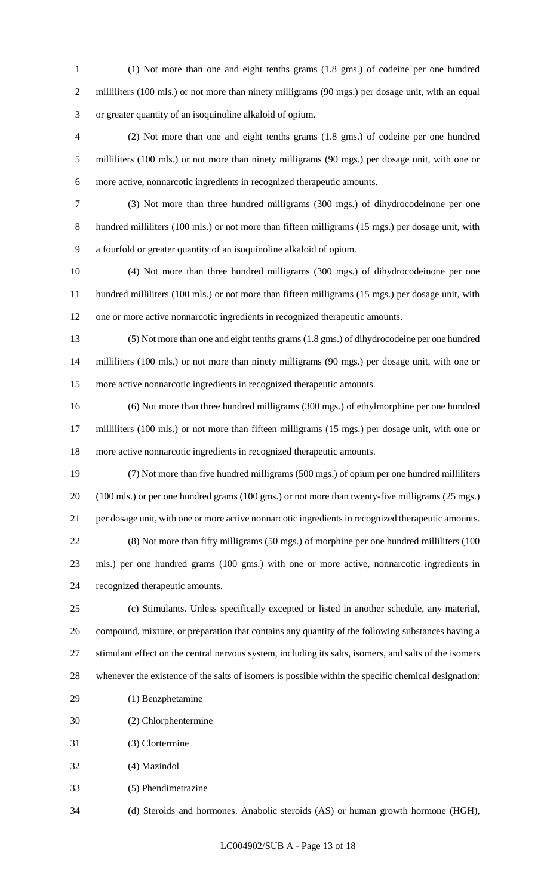(1) Not more than one and eight tenths grams (1.8 gms.) of codeine per one hundred milliliters (100 mls.) or not more than ninety milligrams (90 mgs.) per dosage unit, with an equal or greater quantity of an isoquinoline alkaloid of opium.

(2) Not more than one and eight tenths grams (1.8 gms.) of codeine per one hundred milliliters (100 mls.) or not more than ninety milligrams (90 mgs.) per dosage unit, with one or more active, nonnarcotic ingredients in recognized therapeutic amounts.

(3) Not more than three hundred milligrams (300 mgs.) of dihydrocodeinone per one hundred milliliters (100 mls.) or not more than fifteen milligrams (15 mgs.) per dosage unit, with a fourfold or greater quantity of an isoquinoline alkaloid of opium.

(4) Not more than three hundred milligrams (300 mgs.) of dihydrocodeinone per one hundred milliliters (100 mls.) or not more than fifteen milligrams (15 mgs.) per dosage unit, with one or more active nonnarcotic ingredients in recognized therapeutic amounts.

(5) Not more than one and eight tenths grams (1.8 gms.) of dihydrocodeine per one hundred milliliters (100 mls.) or not more than ninety milligrams (90 mgs.) per dosage unit, with one or more active nonnarcotic ingredients in recognized therapeutic amounts.

(6) Not more than three hundred milligrams (300 mgs.) of ethylmorphine per one hundred milliliters (100 mls.) or not more than fifteen milligrams (15 mgs.) per dosage unit, with one or more active nonnarcotic ingredients in recognized therapeutic amounts.

(7) Not more than five hundred milligrams (500 mgs.) of opium per one hundred milliliters (100 mls.) or per one hundred grams (100 gms.) or not more than twenty-five milligrams (25 mgs.) per dosage unit, with one or more active nonnarcotic ingredients in recognized therapeutic amounts.

(8) Not more than fifty milligrams (50 mgs.) of morphine per one hundred milliliters (100 mls.) per one hundred grams (100 gms.) with one or more active, nonnarcotic ingredients in recognized therapeutic amounts.

(c) Stimulants. Unless specifically excepted or listed in another schedule, any material, compound, mixture, or preparation that contains any quantity of the following substances having a stimulant effect on the central nervous system, including its salts, isomers, and salts of the isomers whenever the existence of the salts of isomers is possible within the specific chemical designation:

(1) Benzphetamine

(2) Chlorphentermine

(3) Clortermine

(4) Mazindol

(5) Phendimetrazine

(d) Steroids and hormones. Anabolic steroids (AS) or human growth hormone (HGH),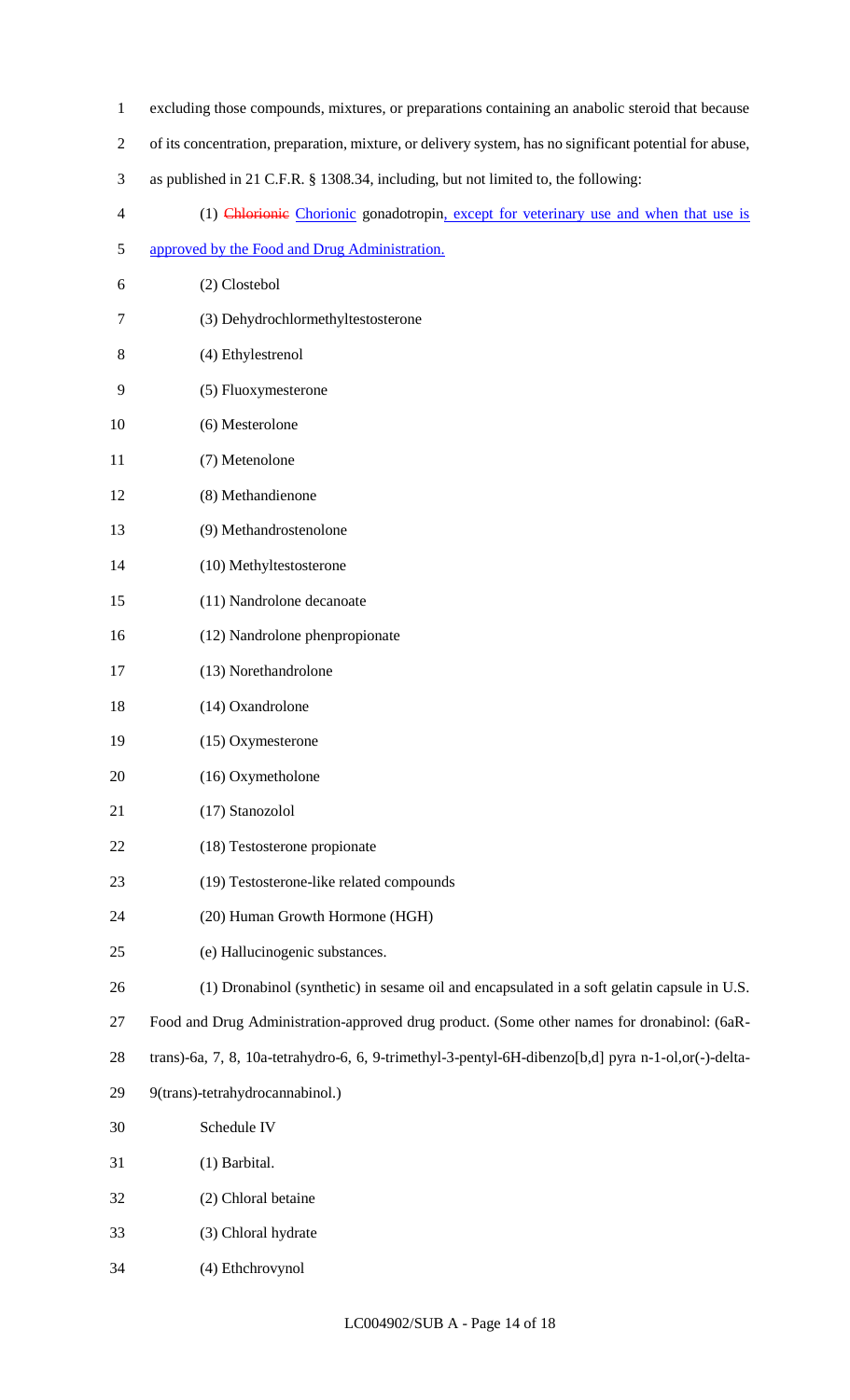excluding those compounds, mixtures, or preparations containing an anabolic steroid that because of its concentration, preparation, mixture, or delivery system, has no significant potential for abuse, as published in 21 C.F.R. § 1308.34, including, but not limited to, the following:

(1) ~~Chlorionic~~ Chorionic gonadotropin, except for veterinary use and when that use is approved by the Food and Drug Administration.

(2) Clostebol

(3) Dehydrochlormethyltestosterone

(4) Ethylestrenol

(5) Fluoxymesterone

(6) Mesterolone

(7) Metenolone

(8) Methandienone

(9) Methandrostenolone

(10) Methyltestosterone

(11) Nandrolone decanoate

(12) Nandrolone phenpropionate

(13) Norethandrolone

(14) Oxandrolone

(15) Oxymesterone

(16) Oxymetholone

(17) Stanozolol

(18) Testosterone propionate

(19) Testosterone-like related compounds

(20) Human Growth Hormone (HGH)

(e) Hallucinogenic substances.

(1) Dronabinol (synthetic) in sesame oil and encapsulated in a soft gelatin capsule in U.S. Food and Drug Administration-approved drug product. (Some other names for dronabinol: (6aR-trans)-6a, 7, 8, 10a-tetrahydro-6, 6, 9-trimethyl-3-pentyl-6H-dibenzo[b,d] pyra n-1-ol,or(-)-delta-9(trans)-tetrahydrocannabinol.)

Schedule IV

(1) Barbital.

(2) Chloral betaine

(3) Chloral hydrate

(4) Ethchrovynol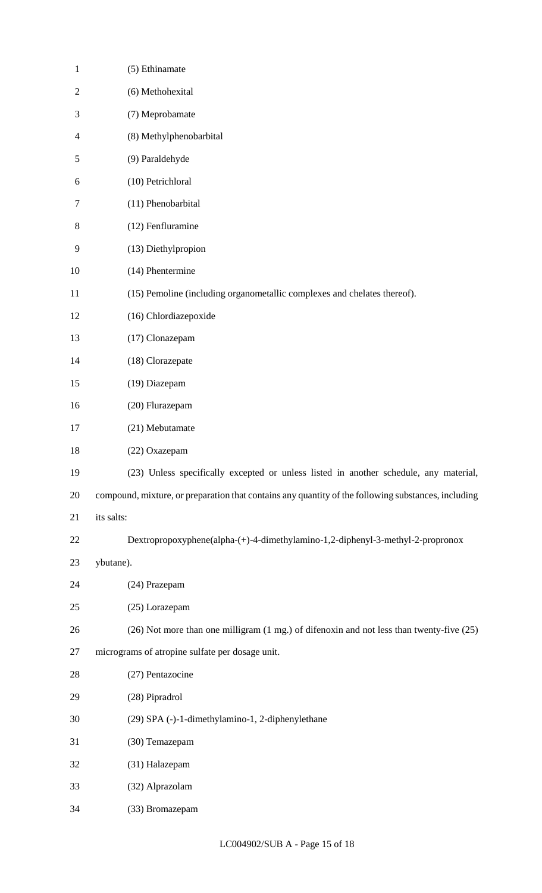(5) Ethinamate

(6) Methohexital

(7) Meprobamate

(8) Methylphenobarbital

(9) Paraldehyde

(10) Petrichloral

(11) Phenobarbital

(12) Fenfluramine

(13) Diethylpropion

(14) Phentermine

(15) Pemoline (including organometallic complexes and chelates thereof).

(16) Chlordiazepoxide

(17) Clonazepam

(18) Clorazepate

(19) Diazepam

(20) Flurazepam

(21) Mebutamate

(22) Oxazepam

(23) Unless specifically excepted or unless listed in another schedule, any material, compound, mixture, or preparation that contains any quantity of the following substances, including its salts:

Dextropropoxyphene(alpha-(+)-4-dimethylamino-1,2-diphenyl-3-methyl-2-propronox ybutane).

(24) Prazepam

(25) Lorazepam

(26) Not more than one milligram (1 mg.) of difenoxin and not less than twenty-five (25) micrograms of atropine sulfate per dosage unit.

(27) Pentazocine

(28) Pipradrol

(29) SPA (-)-1-dimethylamino-1, 2-diphenylethane

(30) Temazepam

(31) Halazepam

(32) Alprazolam

(33) Bromazepam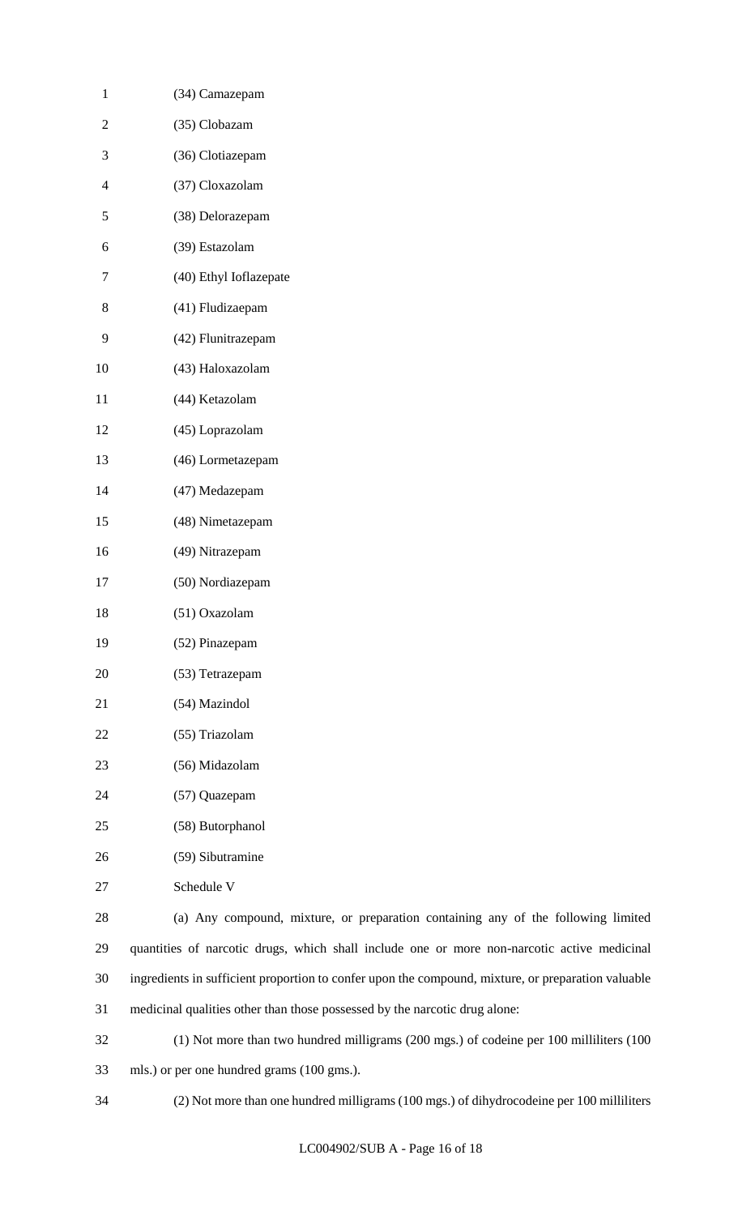(34) Camazepam

(35) Clobazam

(36) Clotiazepam

(37) Cloxazolam

(38) Delorazepam

(39) Estazolam

(40) Ethyl Ioflazepate

(41) Fludizaepam

(42) Flunitrazepam

(43) Haloxazolam

(44) Ketazolam

(45) Loprazolam

(46) Lormetazepam

(47) Medazepam

(48) Nimetazepam

(49) Nitrazepam

(50) Nordiazepam

(51) Oxazolam

(52) Pinazepam

(53) Tetrazepam

(54) Mazindol

(55) Triazolam

(56) Midazolam

(57) Quazepam

(58) Butorphanol

(59) Sibutramine

Schedule V

(a) Any compound, mixture, or preparation containing any of the following limited quantities of narcotic drugs, which shall include one or more non-narcotic active medicinal ingredients in sufficient proportion to confer upon the compound, mixture, or preparation valuable medicinal qualities other than those possessed by the narcotic drug alone:

(1) Not more than two hundred milligrams (200 mgs.) of codeine per 100 milliliters (100 mls.) or per one hundred grams (100 gms.).

(2) Not more than one hundred milligrams (100 mgs.) of dihydrocodeine per 100 milliliters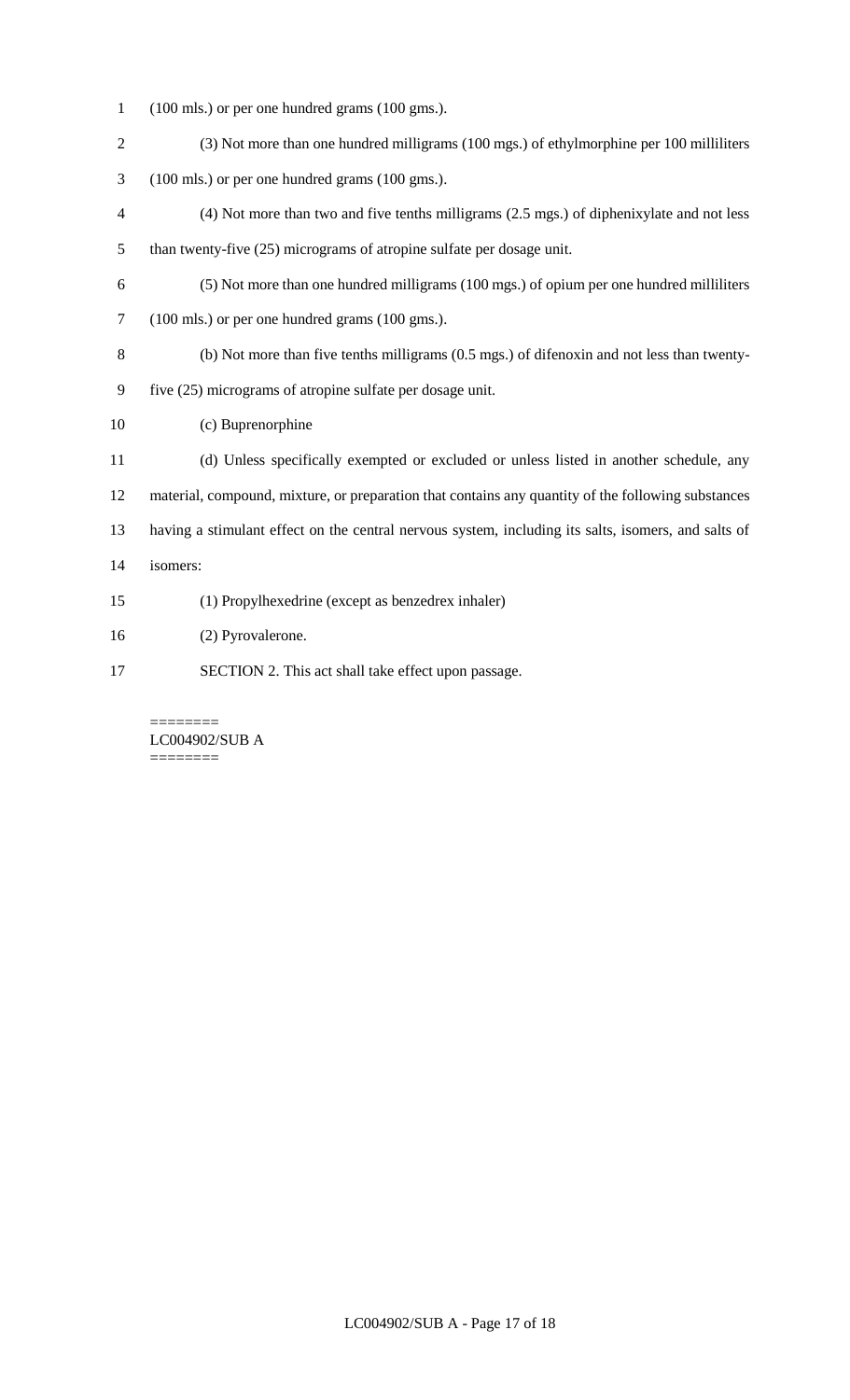(100 mls.) or per one hundred grams (100 gms.).

(3) Not more than one hundred milligrams (100 mgs.) of ethylmorphine per 100 milliliters (100 mls.) or per one hundred grams (100 gms.).

(4) Not more than two and five tenths milligrams (2.5 mgs.) of diphenixylate and not less than twenty-five (25) micrograms of atropine sulfate per dosage unit.

(5) Not more than one hundred milligrams (100 mgs.) of opium per one hundred milliliters (100 mls.) or per one hundred grams (100 gms.).

(b) Not more than five tenths milligrams (0.5 mgs.) of difenoxin and not less than twenty-five (25) micrograms of atropine sulfate per dosage unit.

(c) Buprenorphine

(d) Unless specifically exempted or excluded or unless listed in another schedule, any material, compound, mixture, or preparation that contains any quantity of the following substances having a stimulant effect on the central nervous system, including its salts, isomers, and salts of isomers:

(1) Propylhexedrine (except as benzedrex inhaler)

(2) Pyrovalerone.

SECTION 2. This act shall take effect upon passage.

========
LC004902/SUB A
========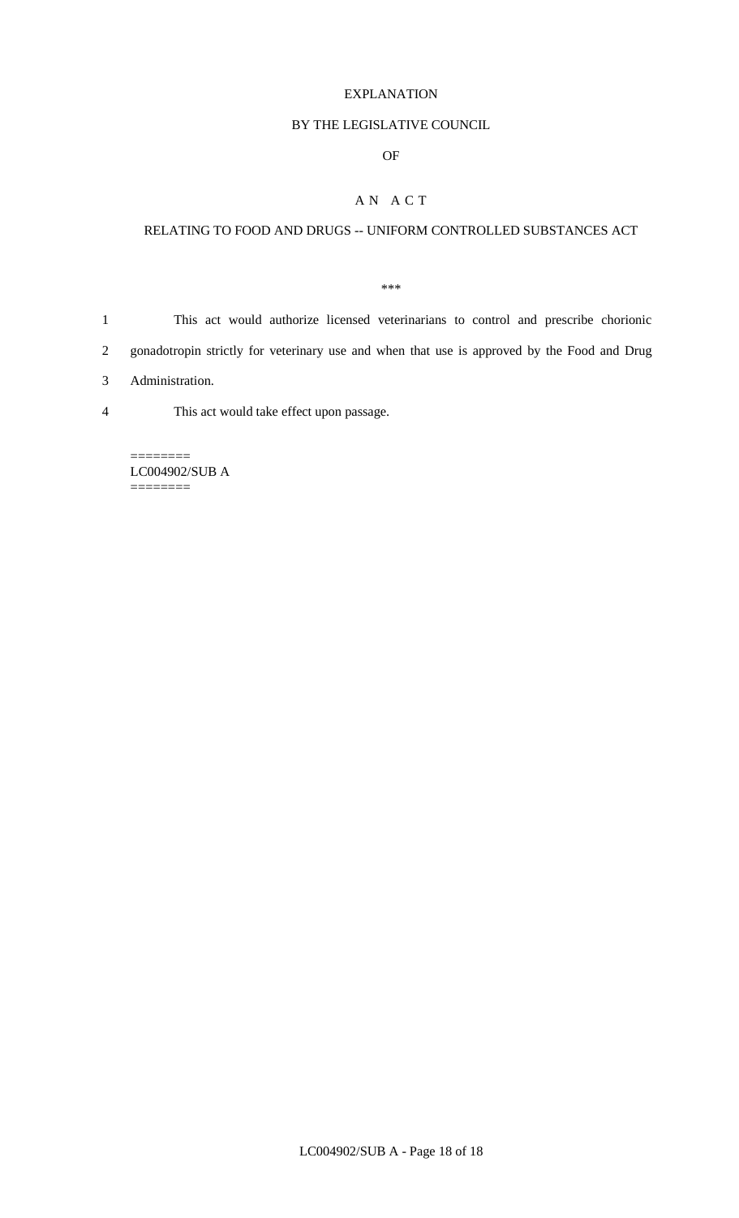EXPLANATION

BY THE LEGISLATIVE COUNCIL

OF

A N A C T

RELATING TO FOOD AND DRUGS -- UNIFORM CONTROLLED SUBSTANCES ACT

\*\*\*

1 This act would authorize licensed veterinarians to control and prescribe chorionic
2 gonadotropin strictly for veterinary use and when that use is approved by the Food and Drug
3 Administration.

4 This act would take effect upon passage.

========
LC004902/SUB A
========